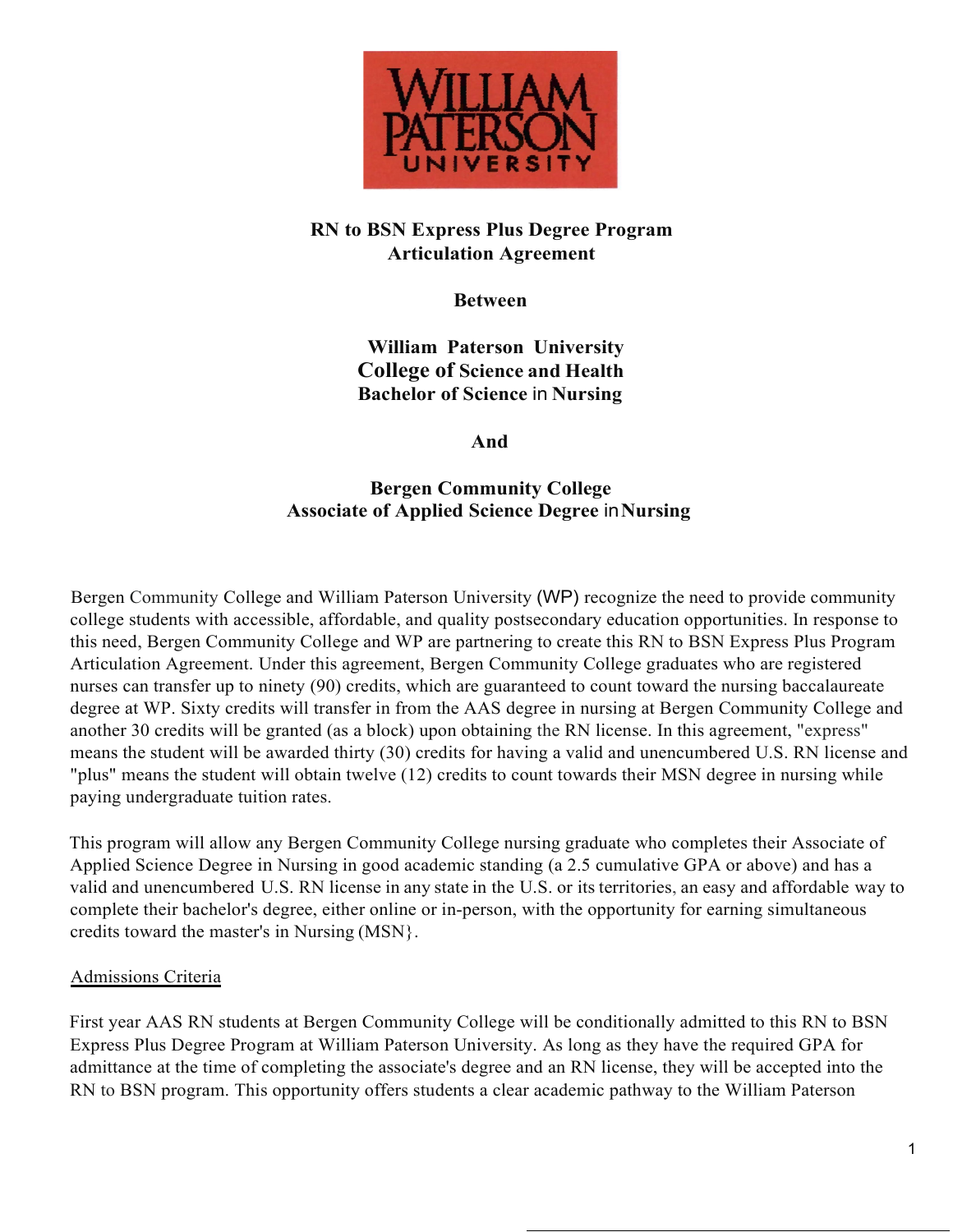WILLIAM PATERSON UNIVERSITY

**RN to BSN Express Plus Degree Program**
**Articulation Agreement**

**Between**

**William Paterson University**
**College of Science and Health**
**Bachelor of Science in Nursing**

**And**

**Bergen Community College**
**Associate of Applied Science Degree in Nursing**

Bergen Community College and William Paterson University (WP) recognize the need to provide community college students with accessible, affordable, and quality postsecondary education opportunities. In response to this need, Bergen Community College and WP are partnering to create this RN to BSN Express Plus Program Articulation Agreement. Under this agreement, Bergen Community College graduates who are registered nurses can transfer up to ninety (90) credits, which are guaranteed to count toward the nursing baccalaureate degree at WP. Sixty credits will transfer in from the AAS degree in nursing at Bergen Community College and another 30 credits will be granted (as a block) upon obtaining the RN license. In this agreement, "express" means the student will be awarded thirty (30) credits for having a valid and unencumbered U.S. RN license and "plus" means the student will obtain twelve (12) credits to count towards their MSN degree in nursing while paying undergraduate tuition rates.

This program will allow any Bergen Community College nursing graduate who completes their Associate of Applied Science Degree in Nursing in good academic standing (a 2.5 cumulative GPA or above) and has a valid and unencumbered U.S. RN license in any state in the U.S. or its territories, an easy and affordable way to complete their bachelor's degree, either online or in-person, with the opportunity for earning simultaneous credits toward the master's in Nursing (MSN}.

<u>Admissions Criteria</u>

First year AAS RN students at Bergen Community College will be conditionally admitted to this RN to BSN Express Plus Degree Program at William Paterson University. As long as they have the required GPA for admittance at the time of completing the associate's degree and an RN license, they will be accepted into the RN to BSN program. This opportunity offers students a clear academic pathway to the William Paterson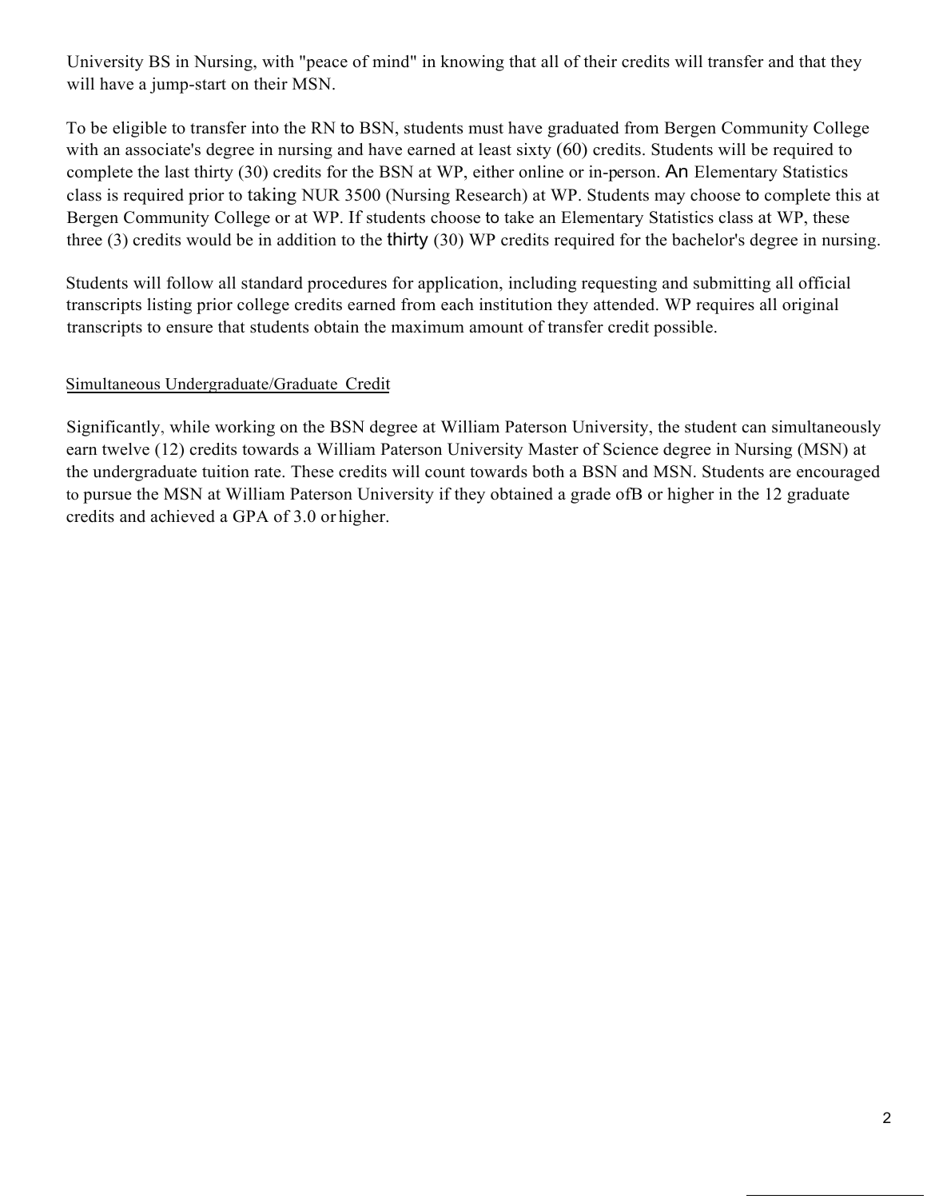University BS in Nursing, with "peace of mind" in knowing that all of their credits will transfer and that they will have a jump-start on their MSN.

To be eligible to transfer into the RN to BSN, students must have graduated from Bergen Community College with an associate's degree in nursing and have earned at least sixty (60) credits. Students will be required to complete the last thirty (30) credits for the BSN at WP, either online or in-person. An Elementary Statistics class is required prior to taking NUR 3500 (Nursing Research) at WP. Students may choose to complete this at Bergen Community College or at WP. If students choose to take an Elementary Statistics class at WP, these three (3) credits would be in addition to the thirty (30) WP credits required for the bachelor's degree in nursing.

Students will follow all standard procedures for application, including requesting and submitting all official transcripts listing prior college credits earned from each institution they attended. WP requires all original transcripts to ensure that students obtain the maximum amount of transfer credit possible.

<u>Simultaneous Undergraduate/Graduate Credit</u>

Significantly, while working on the BSN degree at William Paterson University, the student can simultaneously earn twelve (12) credits towards a William Paterson University Master of Science degree in Nursing (MSN) at the undergraduate tuition rate. These credits will count towards both a BSN and MSN. Students are encouraged to pursue the MSN at William Paterson University if they obtained a grade ofB or higher in the 12 graduate credits and achieved a GPA of 3.0 or higher.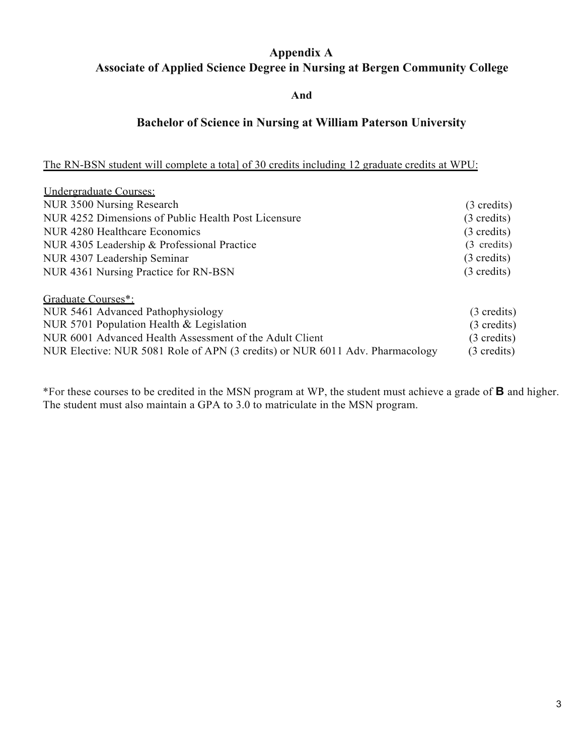## Appendix A
## Associate of Applied Science Degree in Nursing at Bergen Community College

**And**

## Bachelor of Science in Nursing at William Paterson University

<u>The RN-BSN student will complete a tota] of 30 credits including 12 graduate credits at WPU:</u>

<u>Undergraduate Courses:</u>

| | |
|---|---|
| NUR 3500 Nursing Research | (3 credits) |
| NUR 4252 Dimensions of Public Health Post Licensure | (3 credits) |
| NUR 4280 Healthcare Economics | (3 credits) |
| NUR 4305 Leadership & Professional Practice | (3 credits) |
| NUR 4307 Leadership Seminar | (3 credits) |
| NUR 4361 Nursing Practice for RN-BSN | (3 credits) |

<u>Graduate Courses*:</u>

| | |
|---|---|
| NUR 5461 Advanced Pathophysiology | (3 credits) |
| NUR 5701 Population Health & Legislation | (3 credits) |
| NUR 6001 Advanced Health Assessment of the Adult Client | (3 credits) |
| NUR Elective: NUR 5081 Role of APN (3 credits) or NUR 6011 Adv. Pharmacology | (3 credits) |

*For these courses to be credited in the MSN program at WP, the student must achieve a grade of **B** and higher. The student must also maintain a GPA to 3.0 to matriculate in the MSN program.